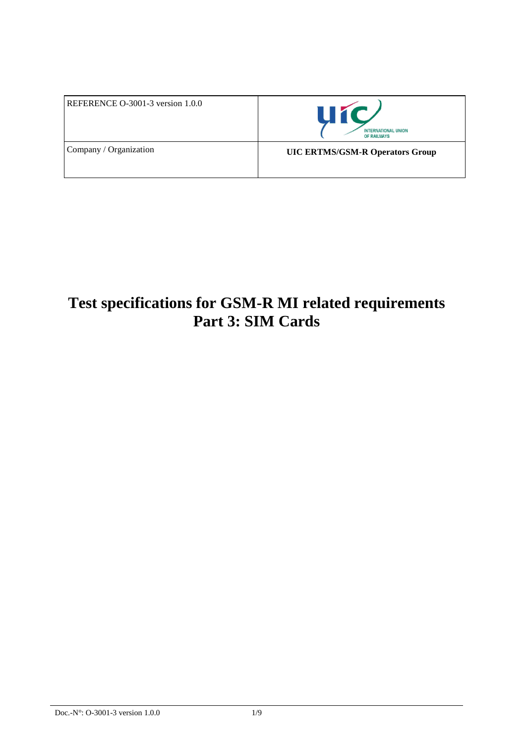| REFERENCE O-3001-3 version 1.0.0 | INTERNATIONAL UNION OF RAILWAYS |
| --- | --- |
| Company / Organization | **UIC ERTMS/GSM-R Operators Group** |

# Test specifications for GSM-R MI related requirements
# Part 3: SIM Cards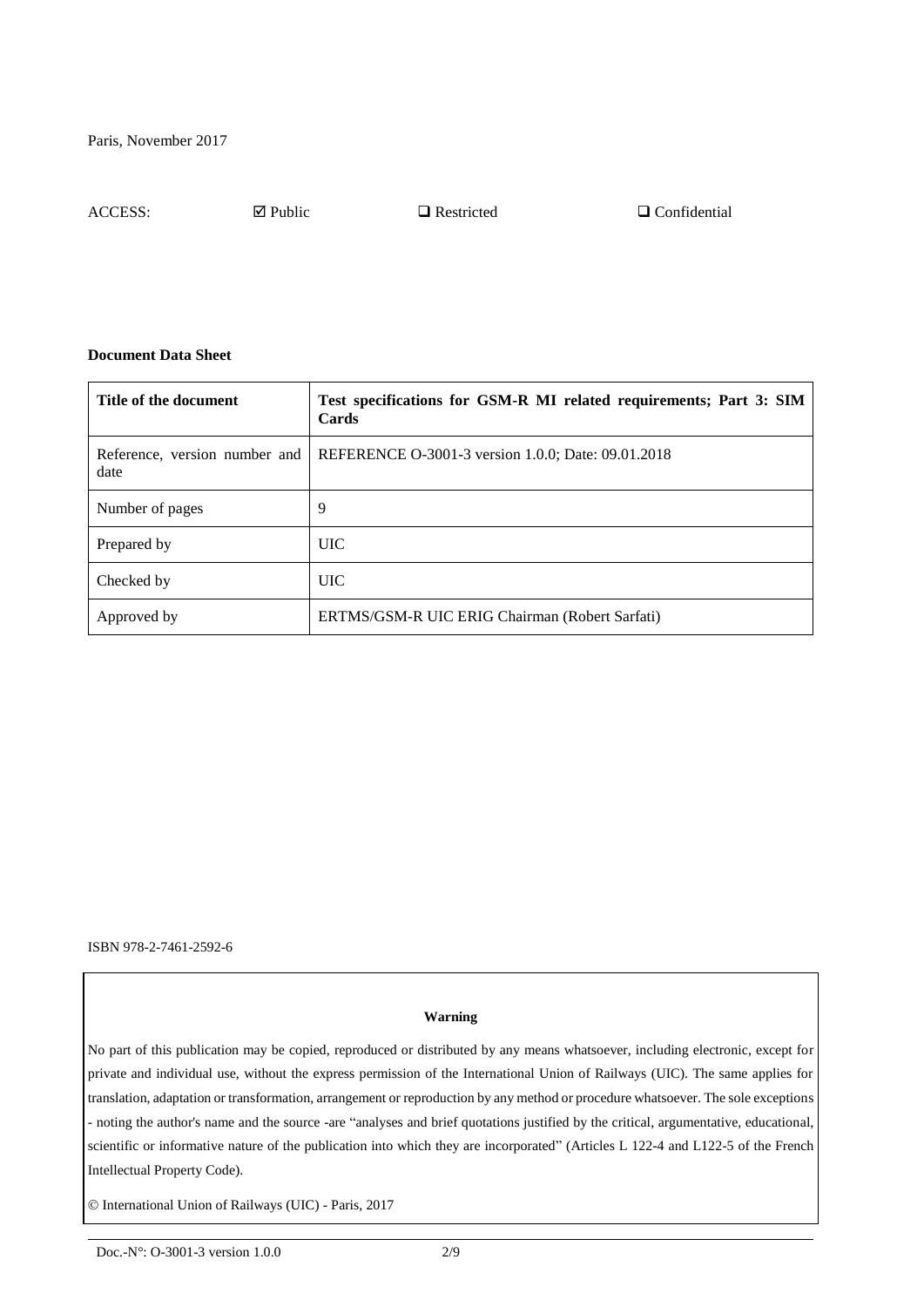Paris, November 2017

ACCESS: ☑ Public ☐ Restricted ☐ Confidential

**Document Data Sheet**

| **Title of the document** | **Test specifications for GSM-R MI related requirements; Part 3: SIM Cards** |
|---|---|
| Reference, version number and date | REFERENCE O-3001-3 version 1.0.0; Date: 09.01.2018 |
| Number of pages | 9 |
| Prepared by | UIC |
| Checked by | UIC |
| Approved by | ERTMS/GSM-R UIC ERIG Chairman (Robert Sarfati) |

ISBN 978-2-7461-2592-6

**Warning**

No part of this publication may be copied, reproduced or distributed by any means whatsoever, including electronic, except for private and individual use, without the express permission of the International Union of Railways (UIC). The same applies for translation, adaptation or transformation, arrangement or reproduction by any method or procedure whatsoever. The sole exceptions - noting the author's name and the source -are "analyses and brief quotations justified by the critical, argumentative, educational, scientific or informative nature of the publication into which they are incorporated" (Articles L 122-4 and L122-5 of the French Intellectual Property Code).

© International Union of Railways (UIC) - Paris, 2017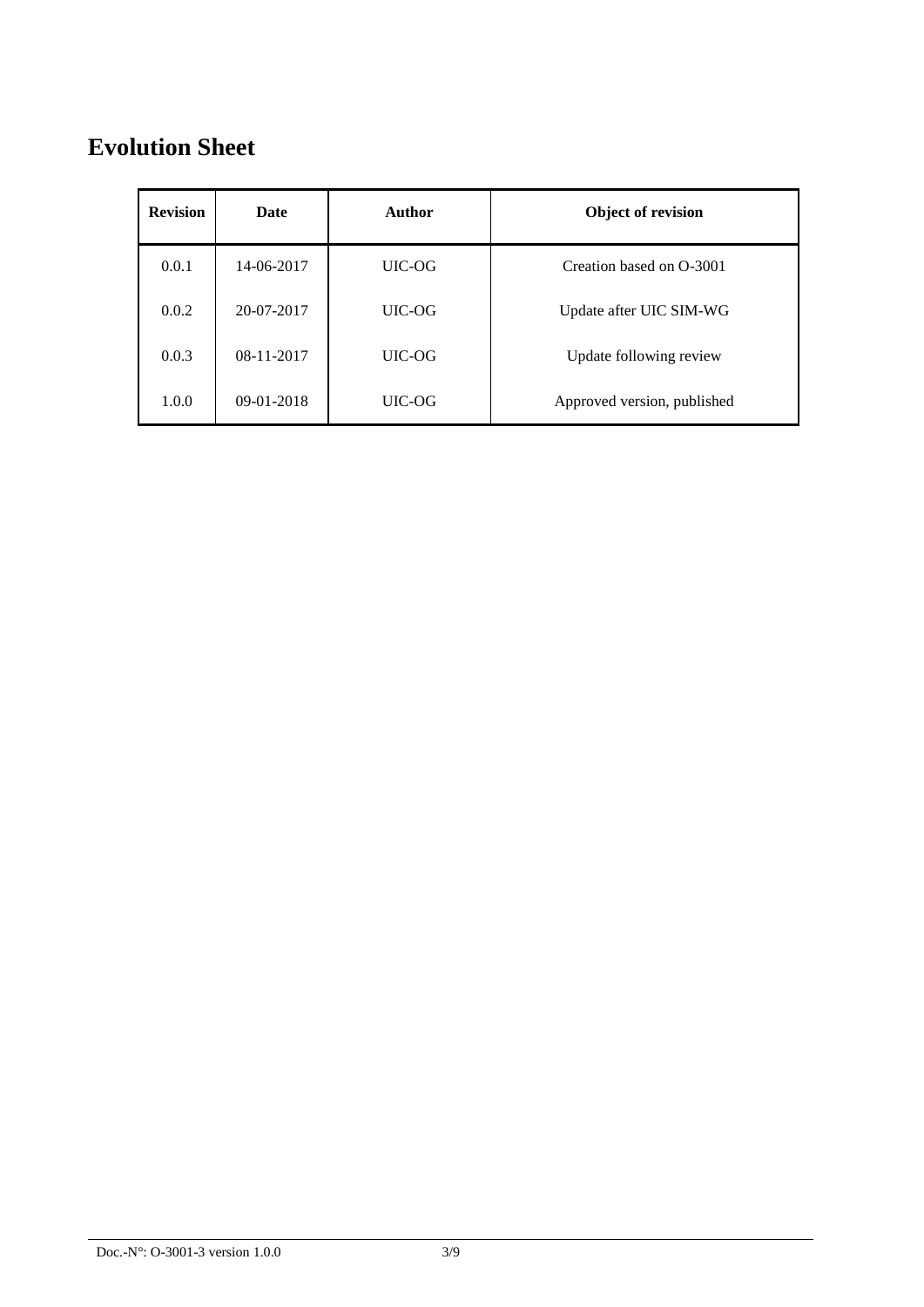# Evolution Sheet

| Revision | Date | Author | Object of revision |
|---|---|---|---|
| 0.0.1 | 14-06-2017 | UIC-OG | Creation based on O-3001 |
| 0.0.2 | 20-07-2017 | UIC-OG | Update after UIC SIM-WG |
| 0.0.3 | 08-11-2017 | UIC-OG | Update following review |
| 1.0.0 | 09-01-2018 | UIC-OG | Approved version, published |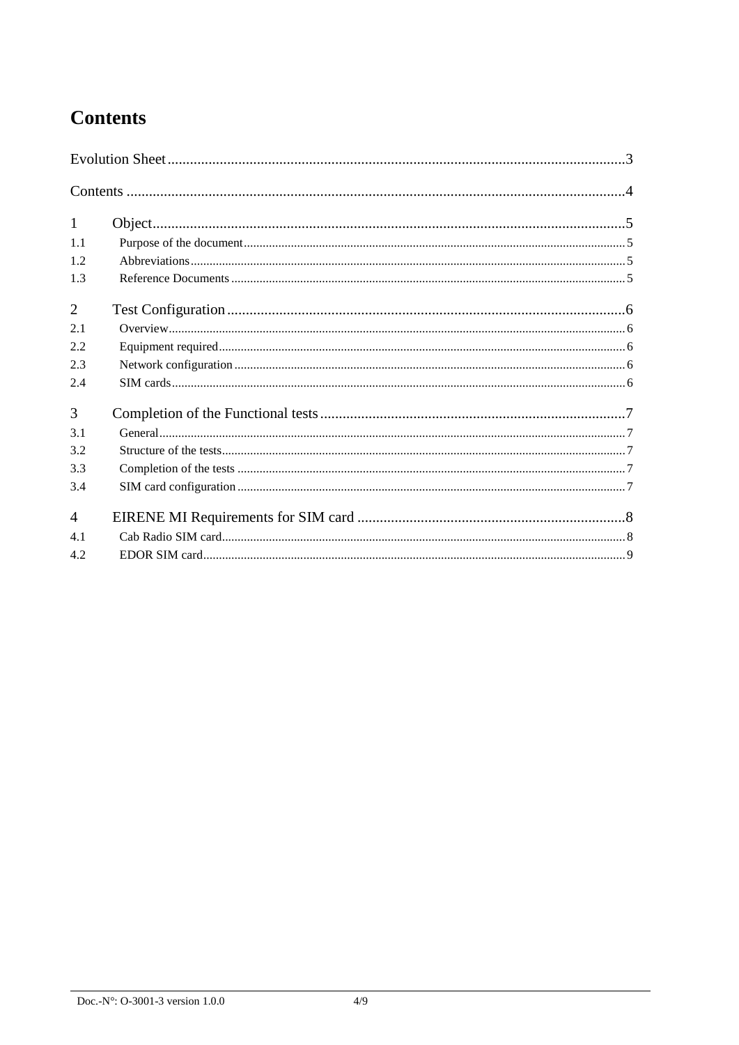# Contents

Evolution Sheet ........................................................................................................................ 3

Contents ..................................................................................................................................... 4

1 Object ........................................................................................................................................ 5

1.1 Purpose of the document ........................................................................................................ 5

1.2 Abbreviations ........................................................................................................................... 5

1.3 Reference Documents ............................................................................................................. 5

2 Test Configuration .................................................................................................................... 6

2.1 Overview .................................................................................................................................. 6

2.2 Equipment required ................................................................................................................. 6

2.3 Network configuration ............................................................................................................. 6

2.4 SIM cards ................................................................................................................................. 6

3 Completion of the Functional tests ............................................................................................ 7

3.1 General .................................................................................................................................... 7

3.2 Structure of the tests ................................................................................................................ 7

3.3 Completion of the tests ............................................................................................................ 7

3.4 SIM card configuration ............................................................................................................ 7

4 EIRENE MI Requirements for SIM card ...................................................................................... 8

4.1 Cab Radio SIM card ................................................................................................................. 8

4.2 EDOR SIM card ........................................................................................................................ 9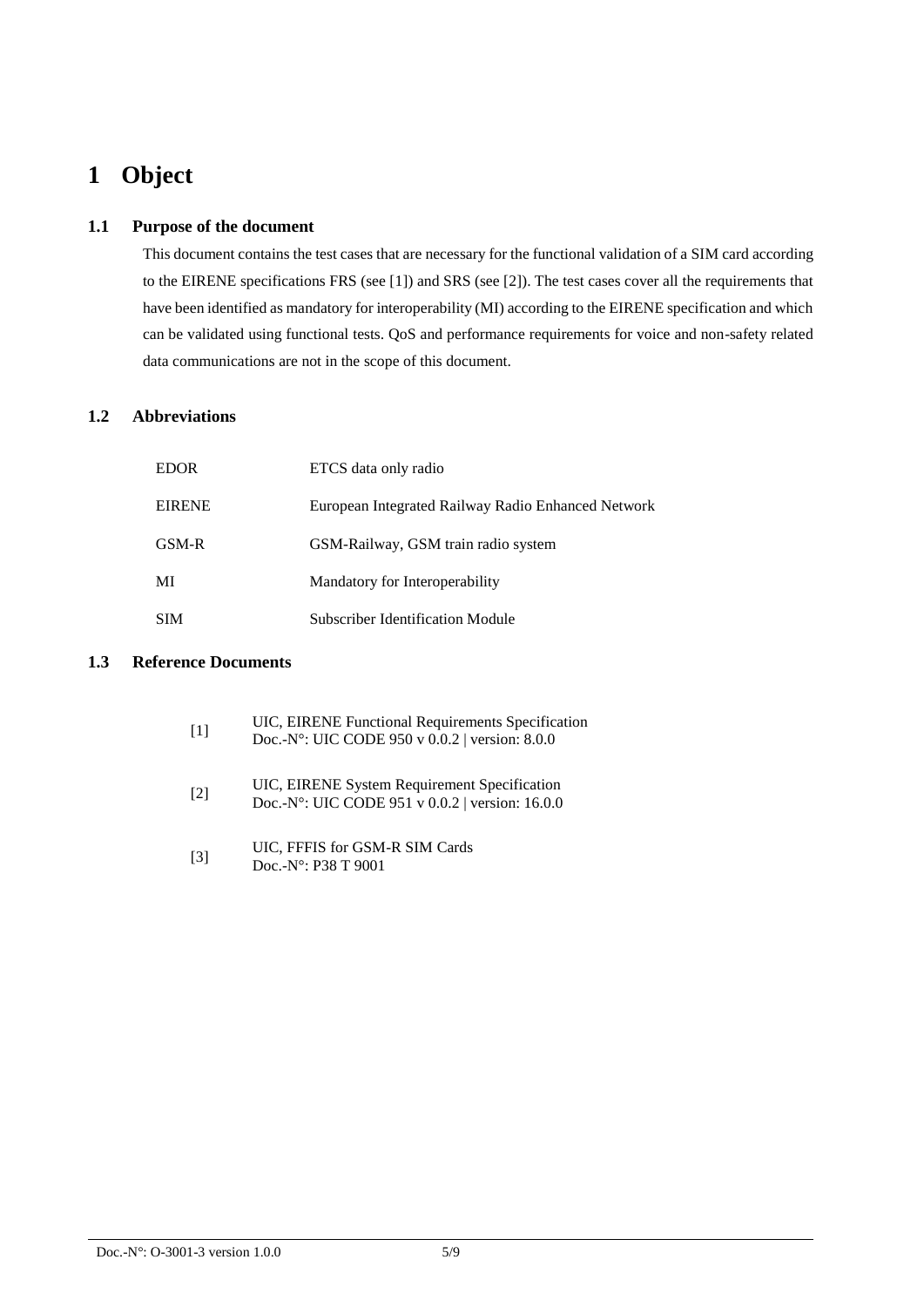# 1 Object

## 1.1 Purpose of the document

This document contains the test cases that are necessary for the functional validation of a SIM card according to the EIRENE specifications FRS (see [1]) and SRS (see [2]). The test cases cover all the requirements that have been identified as mandatory for interoperability (MI) according to the EIRENE specification and which can be validated using functional tests. QoS and performance requirements for voice and non-safety related data communications are not in the scope of this document.

## 1.2 Abbreviations

| | |
|---|---|
| EDOR | ETCS data only radio |
| EIRENE | European Integrated Railway Radio Enhanced Network |
| GSM-R | GSM-Railway, GSM train radio system |
| MI | Mandatory for Interoperability |
| SIM | Subscriber Identification Module |

## 1.3 Reference Documents

[1] UIC, EIRENE Functional Requirements Specification
Doc.-N°: UIC CODE 950 v 0.0.2 | version: 8.0.0

[2] UIC, EIRENE System Requirement Specification
Doc.-N°: UIC CODE 951 v 0.0.2 | version: 16.0.0

[3] UIC, FFFIS for GSM-R SIM Cards
Doc.-N°: P38 T 9001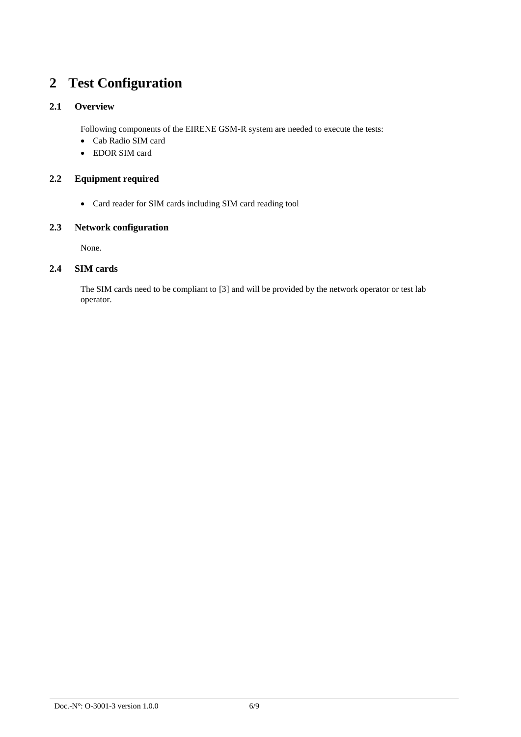# 2 Test Configuration

## 2.1 Overview

Following components of the EIRENE GSM-R system are needed to execute the tests:

- Cab Radio SIM card
- EDOR SIM card

## 2.2 Equipment required

- Card reader for SIM cards including SIM card reading tool

## 2.3 Network configuration

None.

## 2.4 SIM cards

The SIM cards need to be compliant to [3] and will be provided by the network operator or test lab operator.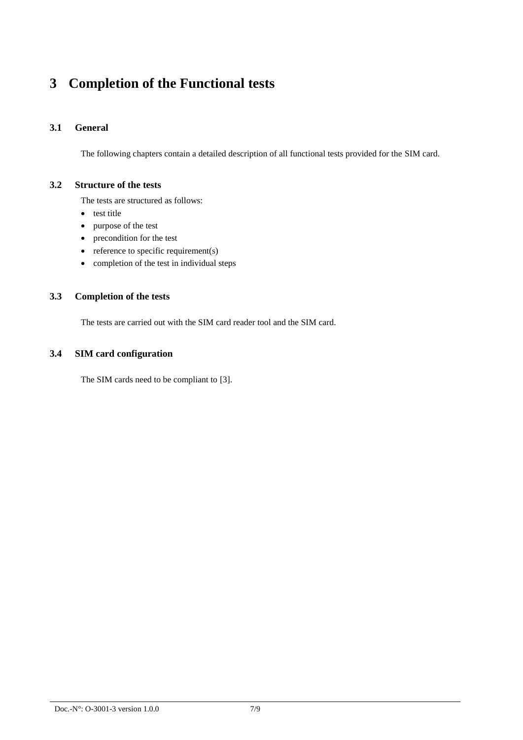# 3 Completion of the Functional tests

## 3.1 General

The following chapters contain a detailed description of all functional tests provided for the SIM card.

## 3.2 Structure of the tests

The tests are structured as follows:

- test title
- purpose of the test
- precondition for the test
- reference to specific requirement(s)
- completion of the test in individual steps

## 3.3 Completion of the tests

The tests are carried out with the SIM card reader tool and the SIM card.

## 3.4 SIM card configuration

The SIM cards need to be compliant to [3].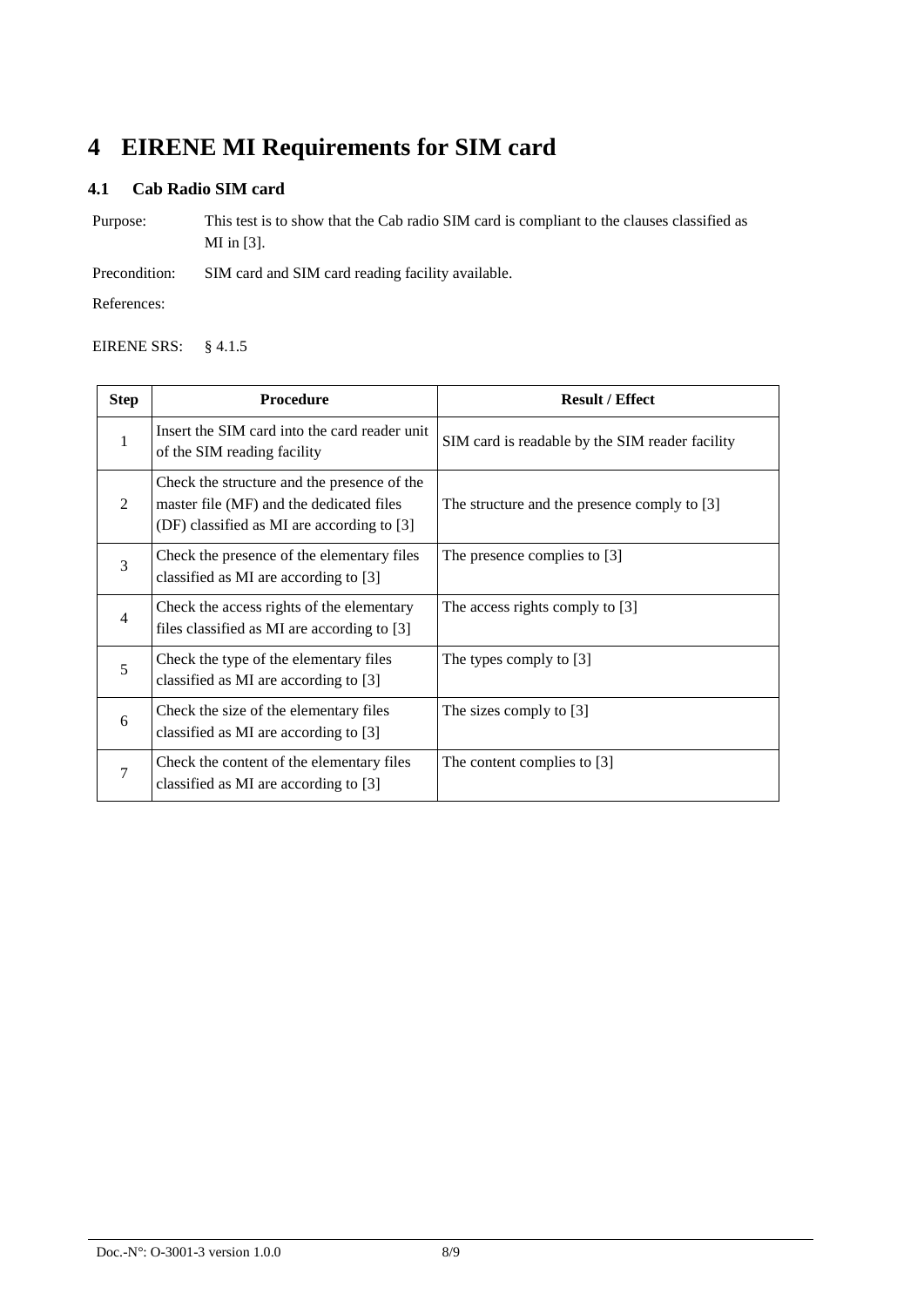# 4 EIRENE MI Requirements for SIM card

## 4.1 Cab Radio SIM card

Purpose: This test is to show that the Cab radio SIM card is compliant to the clauses classified as MI in [3].

Precondition: SIM card and SIM card reading facility available.

References:

EIRENE SRS: § 4.1.5

| Step | Procedure | Result / Effect |
|---|---|---|
| 1 | Insert the SIM card into the card reader unit of the SIM reading facility | SIM card is readable by the SIM reader facility |
| 2 | Check the structure and the presence of the master file (MF) and the dedicated files (DF) classified as MI are according to [3] | The structure and the presence comply to [3] |
| 3 | Check the presence of the elementary files classified as MI are according to [3] | The presence complies to [3] |
| 4 | Check the access rights of the elementary files classified as MI are according to [3] | The access rights comply to [3] |
| 5 | Check the type of the elementary files classified as MI are according to [3] | The types comply to [3] |
| 6 | Check the size of the elementary files classified as MI are according to [3] | The sizes comply to [3] |
| 7 | Check the content of the elementary files classified as MI are according to [3] | The content complies to [3] |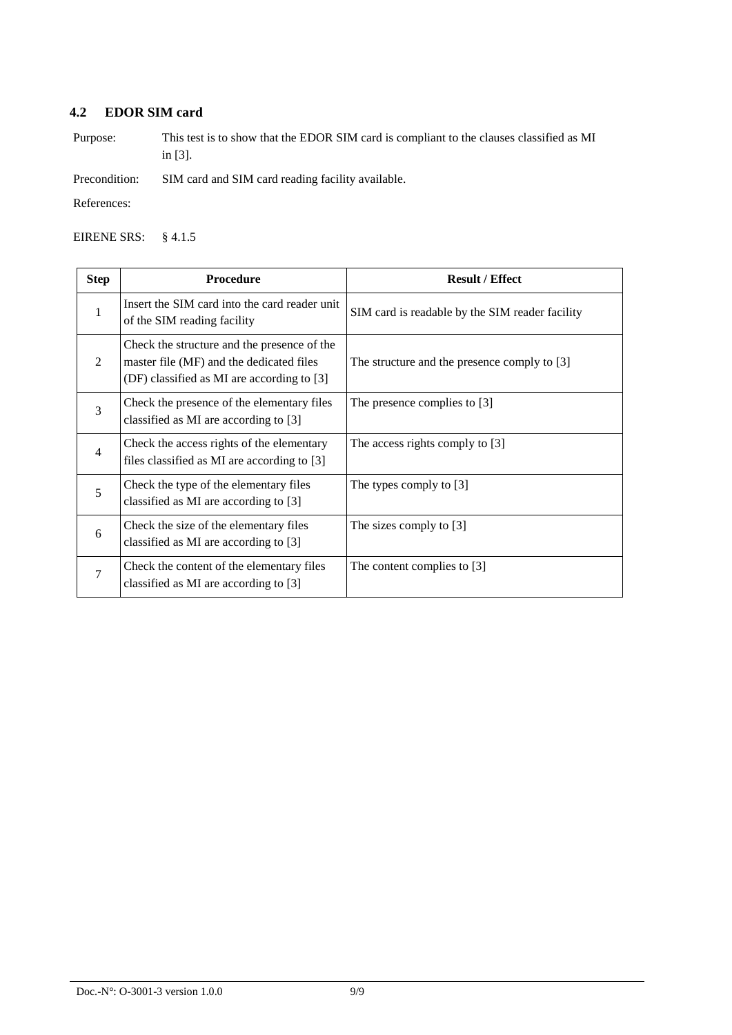## 4.2 EDOR SIM card

Purpose: This test is to show that the EDOR SIM card is compliant to the clauses classified as MI in [3].

Precondition: SIM card and SIM card reading facility available.

References:

EIRENE SRS: § 4.1.5

| Step | Procedure | Result / Effect |
|---|---|---|
| 1 | Insert the SIM card into the card reader unit of the SIM reading facility | SIM card is readable by the SIM reader facility |
| 2 | Check the structure and the presence of the master file (MF) and the dedicated files (DF) classified as MI are according to [3] | The structure and the presence comply to [3] |
| 3 | Check the presence of the elementary files classified as MI are according to [3] | The presence complies to [3] |
| 4 | Check the access rights of the elementary files classified as MI are according to [3] | The access rights comply to [3] |
| 5 | Check the type of the elementary files classified as MI are according to [3] | The types comply to [3] |
| 6 | Check the size of the elementary files classified as MI are according to [3] | The sizes comply to [3] |
| 7 | Check the content of the elementary files classified as MI are according to [3] | The content complies to [3] |